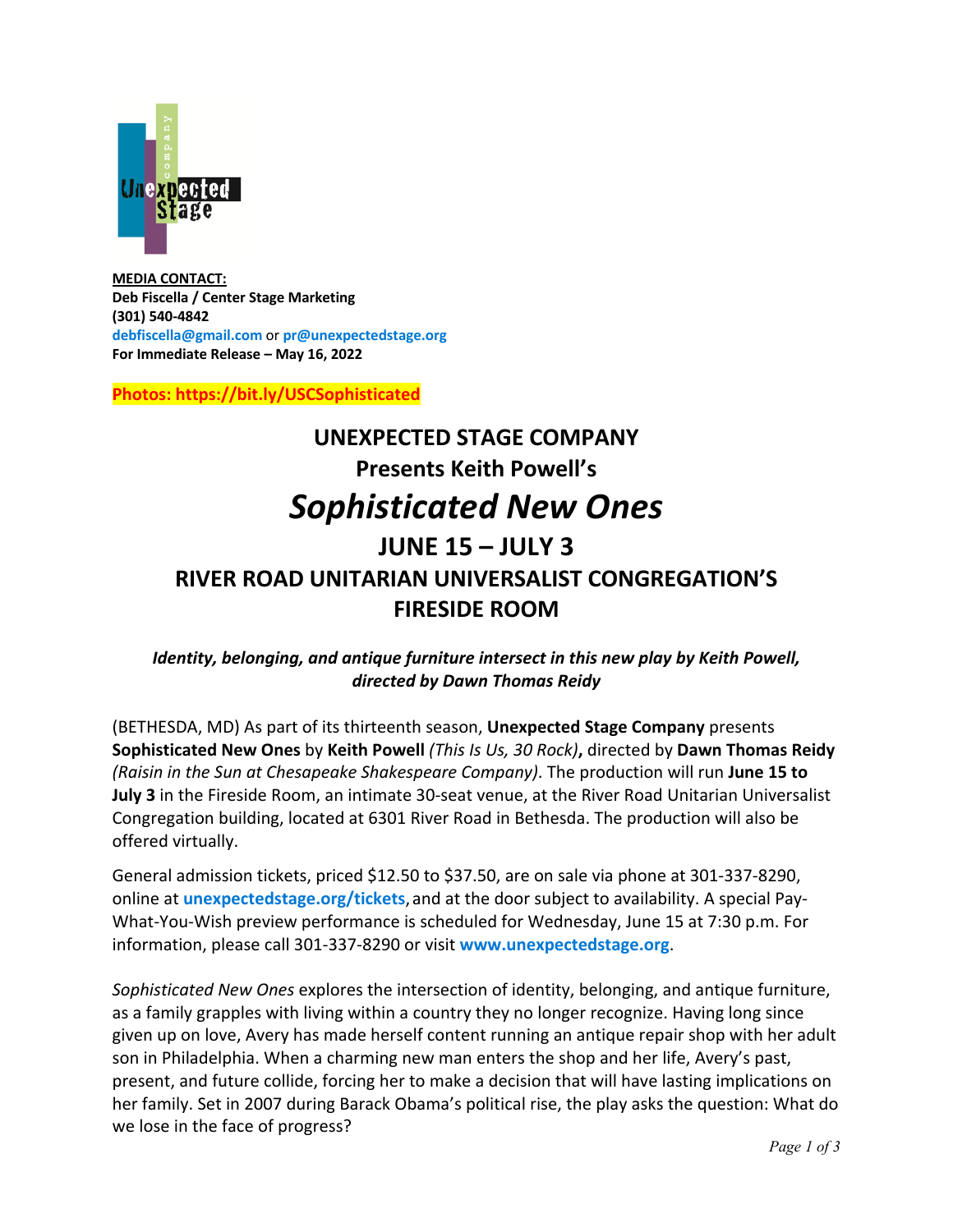**MEDIA CONTACT:**
**Deb Fiscella / Center Stage Marketing**
**(301) 540-4842**
**debfiscella@gmail.com** or **pr@unexpectedstage.org**
**For Immediate Release – May 16, 2022**

**Photos: https://bit.ly/USCSophisticated**

# UNEXPECTED STAGE COMPANY
## Presents Keith Powell's
# *Sophisticated New Ones*
## JUNE 15 – JULY 3
## RIVER ROAD UNITARIAN UNIVERSALIST CONGREGATION'S FIRESIDE ROOM

***Identity, belonging, and antique furniture intersect in this new play by Keith Powell, directed by Dawn Thomas Reidy***

(BETHESDA, MD) As part of its thirteenth season, **Unexpected Stage Company** presents **Sophisticated New Ones** by **Keith Powell** *(This Is Us, 30 Rock)***,** directed by **Dawn Thomas Reidy** *(Raisin in the Sun at Chesapeake Shakespeare Company)*. The production will run **June 15 to July 3** in the Fireside Room, an intimate 30-seat venue, at the River Road Unitarian Universalist Congregation building, located at 6301 River Road in Bethesda. The production will also be offered virtually.

General admission tickets, priced $12.50 to $37.50, are on sale via phone at 301-337-8290, online at **unexpectedstage.org/tickets**, and at the door subject to availability. A special Pay-What-You-Wish preview performance is scheduled for Wednesday, June 15 at 7:30 p.m. For information, please call 301-337-8290 or visit **www.unexpectedstage.org**.

*Sophisticated New Ones* explores the intersection of identity, belonging, and antique furniture, as a family grapples with living within a country they no longer recognize. Having long since given up on love, Avery has made herself content running an antique repair shop with her adult son in Philadelphia. When a charming new man enters the shop and her life, Avery's past, present, and future collide, forcing her to make a decision that will have lasting implications on her family. Set in 2007 during Barack Obama's political rise, the play asks the question: What do we lose in the face of progress?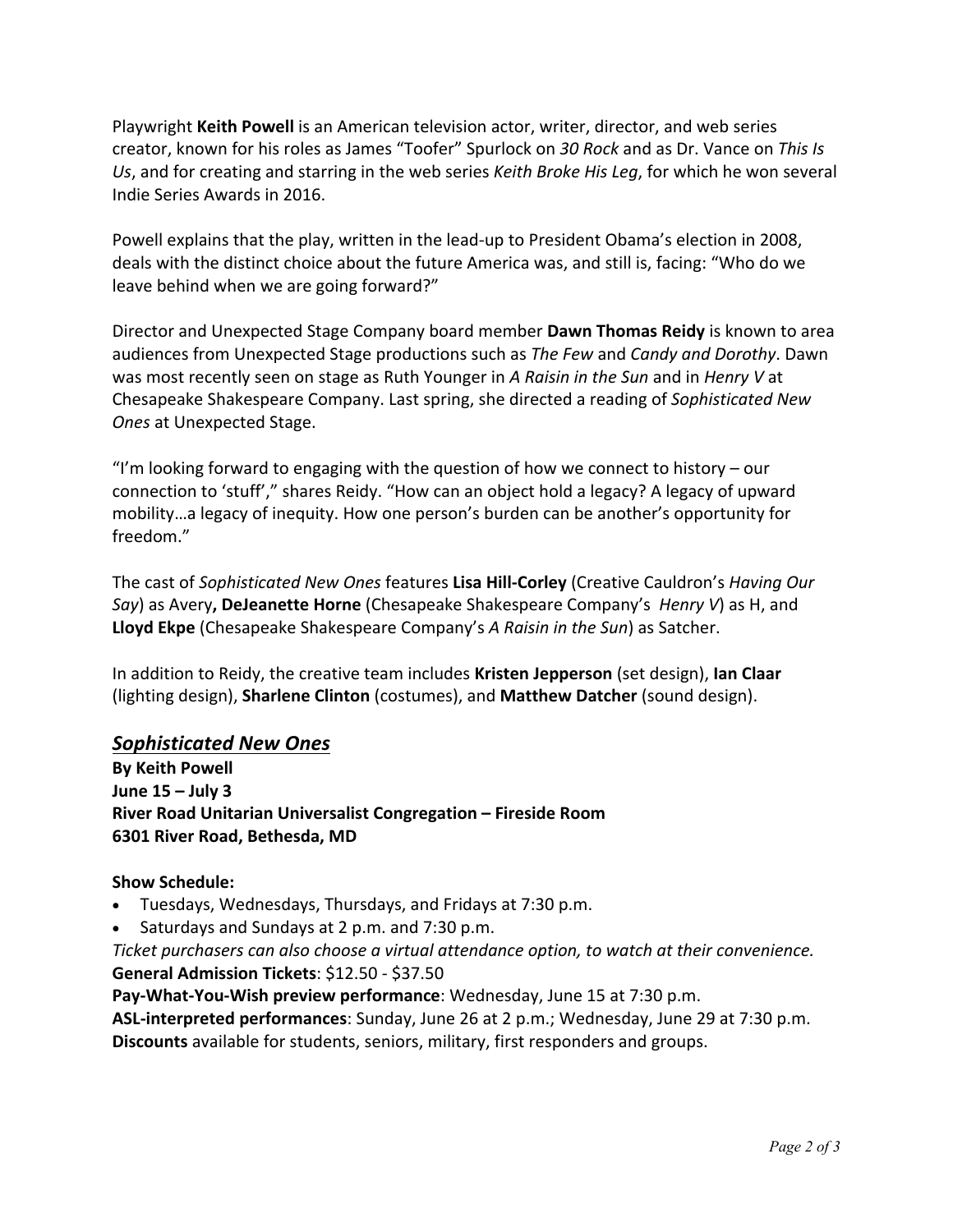Playwright **Keith Powell** is an American television actor, writer, director, and web series creator, known for his roles as James "Toofer" Spurlock on *30 Rock* and as Dr. Vance on *This Is Us*, and for creating and starring in the web series *Keith Broke His Leg*, for which he won several Indie Series Awards in 2016.

Powell explains that the play, written in the lead-up to President Obama's election in 2008, deals with the distinct choice about the future America was, and still is, facing: "Who do we leave behind when we are going forward?"

Director and Unexpected Stage Company board member **Dawn Thomas Reidy** is known to area audiences from Unexpected Stage productions such as *The Few* and *Candy and Dorothy*. Dawn was most recently seen on stage as Ruth Younger in *A Raisin in the Sun* and in *Henry V* at Chesapeake Shakespeare Company. Last spring, she directed a reading of *Sophisticated New Ones* at Unexpected Stage.

"I'm looking forward to engaging with the question of how we connect to history – our connection to 'stuff'," shares Reidy. "How can an object hold a legacy? A legacy of upward mobility…a legacy of inequity. How one person's burden can be another's opportunity for freedom."

The cast of *Sophisticated New Ones* features **Lisa Hill-Corley** (Creative Cauldron's *Having Our Say*) as Avery**, DeJeanette Horne** (Chesapeake Shakespeare Company's *Henry V*) as H, and **Lloyd Ekpe** (Chesapeake Shakespeare Company's *A Raisin in the Sun*) as Satcher.

In addition to Reidy, the creative team includes **Kristen Jepperson** (set design), **Ian Claar** (lighting design), **Sharlene Clinton** (costumes), and **Matthew Datcher** (sound design).

## ***Sophisticated New Ones***

**By Keith Powell**
**June 15 – July 3**
**River Road Unitarian Universalist Congregation – Fireside Room**
**6301 River Road, Bethesda, MD**

**Show Schedule:**

- Tuesdays, Wednesdays, Thursdays, and Fridays at 7:30 p.m.
- Saturdays and Sundays at 2 p.m. and 7:30 p.m.

*Ticket purchasers can also choose a virtual attendance option, to watch at their convenience.*
**General Admission Tickets**: $12.50 - $37.50
**Pay-What-You-Wish preview performance**: Wednesday, June 15 at 7:30 p.m.
**ASL-interpreted performances**: Sunday, June 26 at 2 p.m.; Wednesday, June 29 at 7:30 p.m.
**Discounts** available for students, seniors, military, first responders and groups.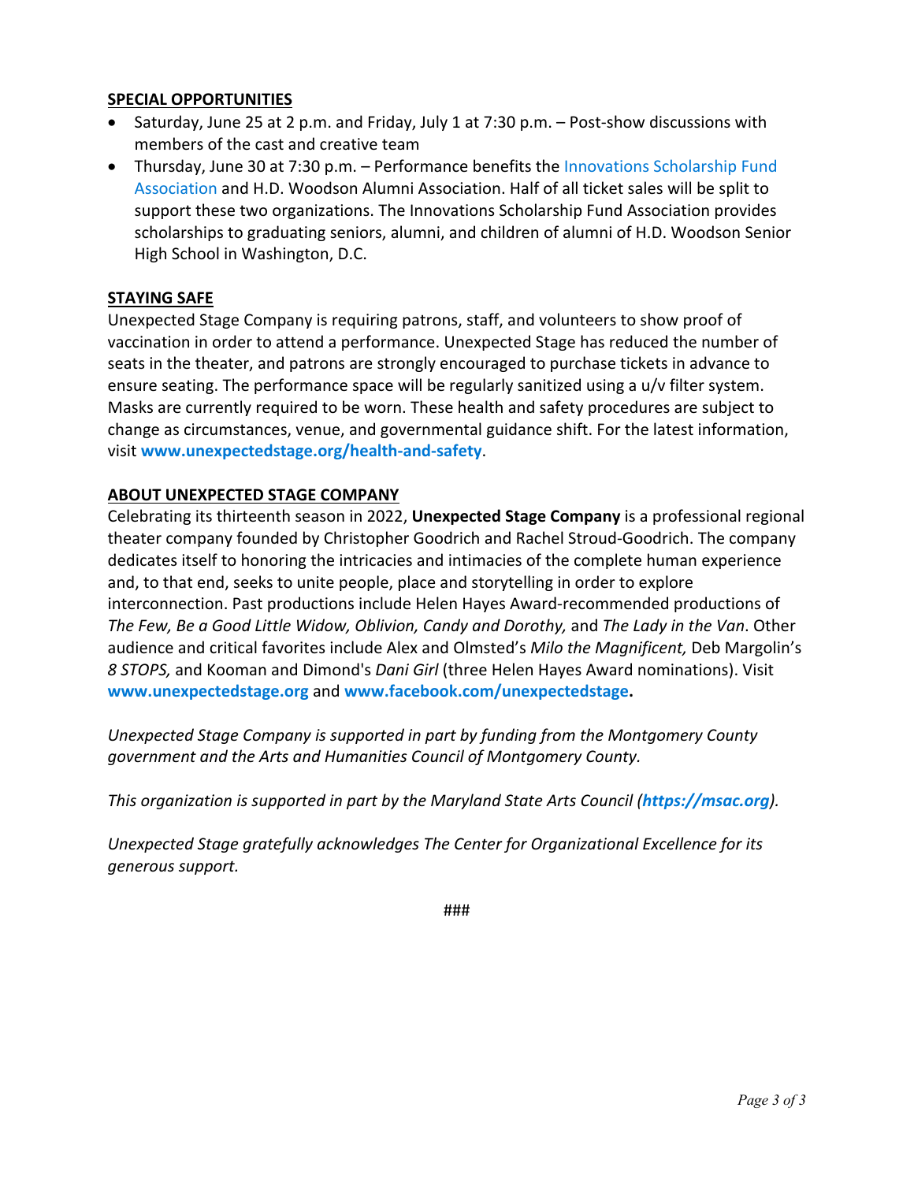## SPECIAL OPPORTUNITIES

- Saturday, June 25 at 2 p.m. and Friday, July 1 at 7:30 p.m. – Post-show discussions with members of the cast and creative team
- Thursday, June 30 at 7:30 p.m. – Performance benefits the Innovations Scholarship Fund Association and H.D. Woodson Alumni Association. Half of all ticket sales will be split to support these two organizations. The Innovations Scholarship Fund Association provides scholarships to graduating seniors, alumni, and children of alumni of H.D. Woodson Senior High School in Washington, D.C.

## STAYING SAFE

Unexpected Stage Company is requiring patrons, staff, and volunteers to show proof of vaccination in order to attend a performance. Unexpected Stage has reduced the number of seats in the theater, and patrons are strongly encouraged to purchase tickets in advance to ensure seating. The performance space will be regularly sanitized using a u/v filter system. Masks are currently required to be worn. These health and safety procedures are subject to change as circumstances, venue, and governmental guidance shift. For the latest information, visit **www.unexpectedstage.org/health-and-safety**.

## ABOUT UNEXPECTED STAGE COMPANY

Celebrating its thirteenth season in 2022, **Unexpected Stage Company** is a professional regional theater company founded by Christopher Goodrich and Rachel Stroud-Goodrich. The company dedicates itself to honoring the intricacies and intimacies of the complete human experience and, to that end, seeks to unite people, place and storytelling in order to explore interconnection. Past productions include Helen Hayes Award-recommended productions of *The Few, Be a Good Little Widow, Oblivion, Candy and Dorothy,* and *The Lady in the Van*. Other audience and critical favorites include Alex and Olmsted's *Milo the Magnificent,* Deb Margolin's *8 STOPS,* and Kooman and Dimond's *Dani Girl* (three Helen Hayes Award nominations). Visit **www.unexpectedstage.org** and **www.facebook.com/unexpectedstage.**

*Unexpected Stage Company is supported in part by funding from the Montgomery County government and the Arts and Humanities Council of Montgomery County.*

*This organization is supported in part by the Maryland State Arts Council (**https://msac.org**).*

*Unexpected Stage gratefully acknowledges The Center for Organizational Excellence for its generous support.*

###